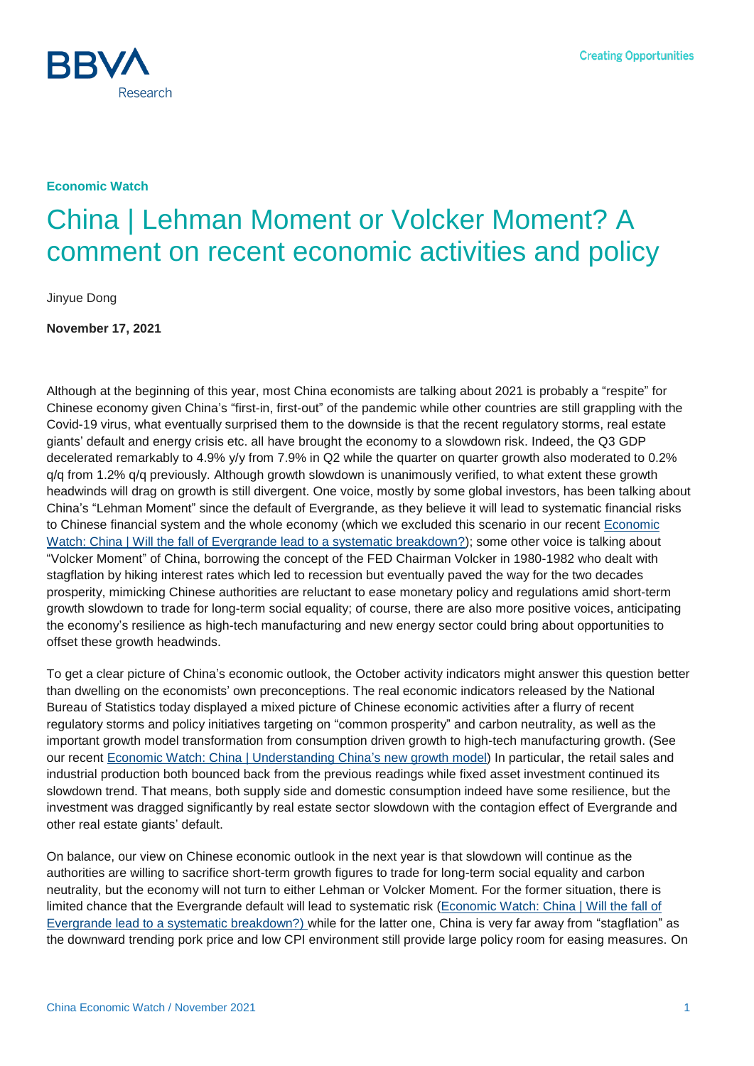**Economic Watch**

# China | Lehman Moment or Volcker Moment? A comment on recent economic activities and policy

Jinyue Dong

**November 17, 2021**

Although at the beginning of this year, most China economists are talking about 2021 is probably a "respite" for Chinese economy given China's "first-in, first-out" of the pandemic while other countries are still grappling with the Covid-19 virus, what eventually surprised them to the downside is that the recent regulatory storms, real estate giants' default and energy crisis etc. all have brought the economy to a slowdown risk. Indeed, the Q3 GDP decelerated remarkably to 4.9% y/y from 7.9% in Q2 while the quarter on quarter growth also moderated to 0.2% q/q from 1.2% q/q previously. Although growth slowdown is unanimously verified, to what extent these growth headwinds will drag on growth is still divergent. One voice, mostly by some global investors, has been talking about China's "Lehman Moment" since the default of Evergrande, as they believe it will lead to systematic financial risks to Chinese financial system and the whole economy (which we excluded this scenario in our recent [Economic Watch: China | Will the fall of Evergrande lead to a systematic breakdown?]); some other voice is talking about "Volcker Moment" of China, borrowing the concept of the FED Chairman Volcker in 1980-1982 who dealt with stagflation by hiking interest rates which led to recession but eventually paved the way for the two decades prosperity, mimicking Chinese authorities are reluctant to ease monetary policy and regulations amid short-term growth slowdown to trade for long-term social equality; of course, there are also more positive voices, anticipating the economy's resilience as high-tech manufacturing and new energy sector could bring about opportunities to offset these growth headwinds.

To get a clear picture of China's economic outlook, the October activity indicators might answer this question better than dwelling on the economists' own preconceptions. The real economic indicators released by the National Bureau of Statistics today displayed a mixed picture of Chinese economic activities after a flurry of recent regulatory storms and policy initiatives targeting on "common prosperity" and carbon neutrality, as well as the important growth model transformation from consumption driven growth to high-tech manufacturing growth. (See our recent [Economic Watch: China | Understanding China's new growth model]) In particular, the retail sales and industrial production both bounced back from the previous readings while fixed asset investment continued its slowdown trend. That means, both supply side and domestic consumption indeed have some resilience, but the investment was dragged significantly by real estate sector slowdown with the contagion effect of Evergrande and other real estate giants' default.

On balance, our view on Chinese economic outlook in the next year is that slowdown will continue as the authorities are willing to sacrifice short-term growth figures to trade for long-term social equality and carbon neutrality, but the economy will not turn to either Lehman or Volcker Moment. For the former situation, there is limited chance that the Evergrande default will lead to systematic risk ([Economic Watch: China | Will the fall of Evergrande lead to a systematic breakdown?)] while for the latter one, China is very far away from "stagflation" as the downward trending pork price and low CPI environment still provide large policy room for easing measures. On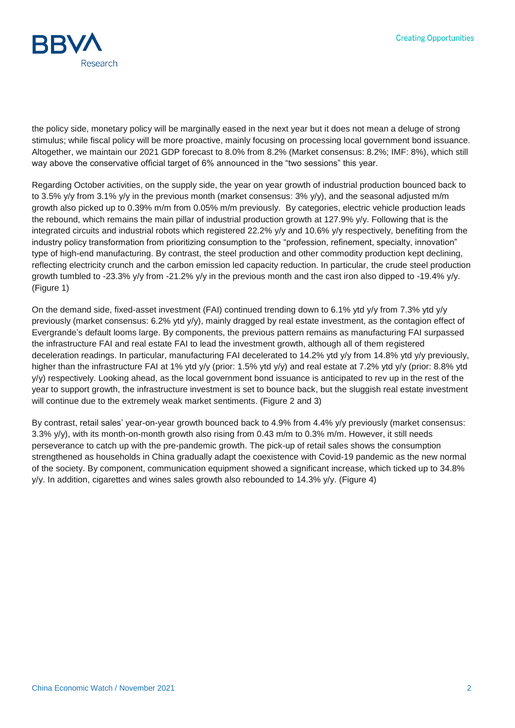the policy side, monetary policy will be marginally eased in the next year but it does not mean a deluge of strong stimulus; while fiscal policy will be more proactive, mainly focusing on processing local government bond issuance. Altogether, we maintain our 2021 GDP forecast to 8.0% from 8.2% (Market consensus: 8.2%; IMF: 8%), which still way above the conservative official target of 6% announced in the "two sessions" this year.

Regarding October activities, on the supply side, the year on year growth of industrial production bounced back to to 3.5% y/y from 3.1% y/y in the previous month (market consensus: 3% y/y), and the seasonal adjusted m/m growth also picked up to 0.39% m/m from 0.05% m/m previously. By categories, electric vehicle production leads the rebound, which remains the main pillar of industrial production growth at 127.9% y/y. Following that is the integrated circuits and industrial robots which registered 22.2% y/y and 10.6% y/y respectively, benefiting from the industry policy transformation from prioritizing consumption to the "profession, refinement, specialty, innovation" type of high-end manufacturing. By contrast, the steel production and other commodity production kept declining, reflecting electricity crunch and the carbon emission led capacity reduction. In particular, the crude steel production growth tumbled to -23.3% y/y from -21.2% y/y in the previous month and the cast iron also dipped to -19.4% y/y. (Figure 1)

On the demand side, fixed-asset investment (FAI) continued trending down to 6.1% ytd y/y from 7.3% ytd y/y previously (market consensus: 6.2% ytd y/y), mainly dragged by real estate investment, as the contagion effect of Evergrande's default looms large. By components, the previous pattern remains as manufacturing FAI surpassed the infrastructure FAI and real estate FAI to lead the investment growth, although all of them registered deceleration readings. In particular, manufacturing FAI decelerated to 14.2% ytd y/y from 14.8% ytd y/y previously, higher than the infrastructure FAI at 1% ytd y/y (prior: 1.5% ytd y/y) and real estate at 7.2% ytd y/y (prior: 8.8% ytd y/y) respectively. Looking ahead, as the local government bond issuance is anticipated to rev up in the rest of the year to support growth, the infrastructure investment is set to bounce back, but the sluggish real estate investment will continue due to the extremely weak market sentiments. (Figure 2 and 3)

By contrast, retail sales' year-on-year growth bounced back to 4.9% from 4.4% y/y previously (market consensus: 3.3% y/y), with its month-on-month growth also rising from 0.43 m/m to 0.3% m/m. However, it still needs perseverance to catch up with the pre-pandemic growth. The pick-up of retail sales shows the consumption strengthened as households in China gradually adapt the coexistence with Covid-19 pandemic as the new normal of the society. By component, communication equipment showed a significant increase, which ticked up to 34.8% y/y. In addition, cigarettes and wines sales growth also rebounded to 14.3% y/y. (Figure 4)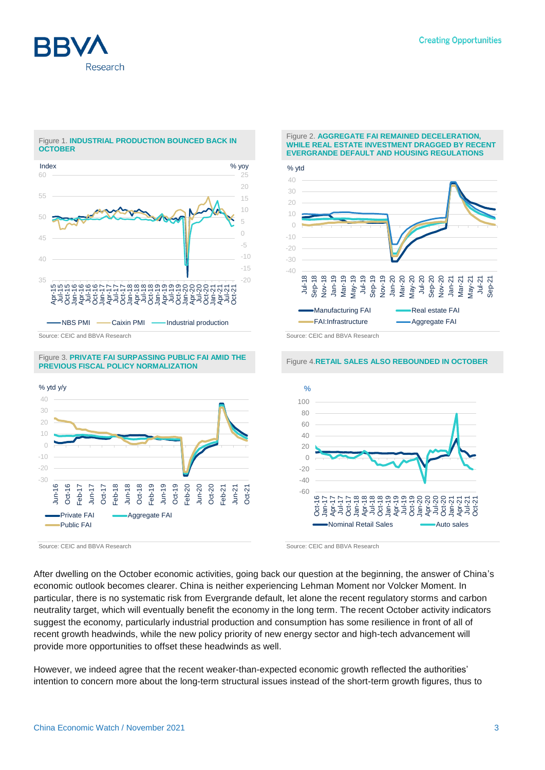Figure 1. **INDUSTRIAL PRODUCTION BOUNCED BACK IN OCTOBER**

Index
% yoy
60
55
50
45
40
35
25
20
15
10
5
0
-5
-10
-15
-20
Apr-15 Jul-15 Oct-15 Jan-16 Apr-16 Jul-16 Oct-16 Jan-17 Apr-17 Jul-17 Oct-17 Jan-18 Apr-18 Jul-18 Oct-18 Jan-19 Apr-19 Jul-19 Oct-19 Jan-20 Apr-20 Jul-20 Oct-20 Jan-21 Apr-21 Jul-21 Oct-21
NBS PMI
Caixin PMI
Industrial production

Source: CEIC and BBVA Research

Figure 2. **AGGREGATE FAI REMAINED DECELERATION, WHILE REAL ESTATE INVESTMENT DRAGGED BY RECENT EVERGRANDE DEFAULT AND HOUSING REGULATIONS**

% ytd
40
30
20
10
0
-10
-20
-30
-40
Jul-18 Sep-18 Nov-18 Jan-19 Mar-19 May-19 Jul-19 Sep-19 Nov-19 Jan-20 Mar-20 May-20 Jul-20 Sep-20 Nov-20 Jan-21 Mar-21 May-21 Jul-21 Sep-21
Manufacturing FAI
Real estate FAI
FAI:Infrastructure
Aggregate FAI

Source: CEIC and BBVA Research

Figure 3. **PRIVATE FAI SURPASSING PUBLIC FAI AMID THE PREVIOUS FISCAL POLICY NORMALIZATION**

% ytd y/y
40
30
20
10
0
-10
-20
-30
Jun-16 Oct-16 Feb-17 Jun-17 Oct-17 Feb-18 Jun-18 Oct-18 Feb-19 Jun-19 Oct-19 Feb-20 Jun-20 Oct-20 Feb-21 Jun-21 Oct-21
Private FAI
Aggregate FAI
Public FAI

Source: CEIC and BBVA Research

Figure 4.**RETAIL SALES ALSO REBOUNDED IN OCTOBER**

%
100
80
60
40
20
0
-20
-40
-60
Oct-16 Jan-17 Apr-17 Jul-17 Oct-17 Jan-18 Apr-18 Jul-18 Oct-18 Jan-19 Apr-19 Jul-19 Oct-19 Jan-20 Apr-20 Jul-20 Oct-20 Jan-21 Apr-21 Jul-21 Oct-21
Nominal Retail Sales
Auto sales

Source: CEIC and BBVA Research

After dwelling on the October economic activities, going back our question at the beginning, the answer of China's economic outlook becomes clearer. China is neither experiencing Lehman Moment nor Volcker Moment. In particular, there is no systematic risk from Evergrande default, let alone the recent regulatory storms and carbon neutrality target, which will eventually benefit the economy in the long term. The recent October activity indicators suggest the economy, particularly industrial production and consumption has some resilience in front of all of recent growth headwinds, while the new policy priority of new energy sector and high-tech advancement will provide more opportunities to offset these headwinds as well.

However, we indeed agree that the recent weaker-than-expected economic growth reflected the authorities' intention to concern more about the long-term structural issues instead of the short-term growth figures, thus to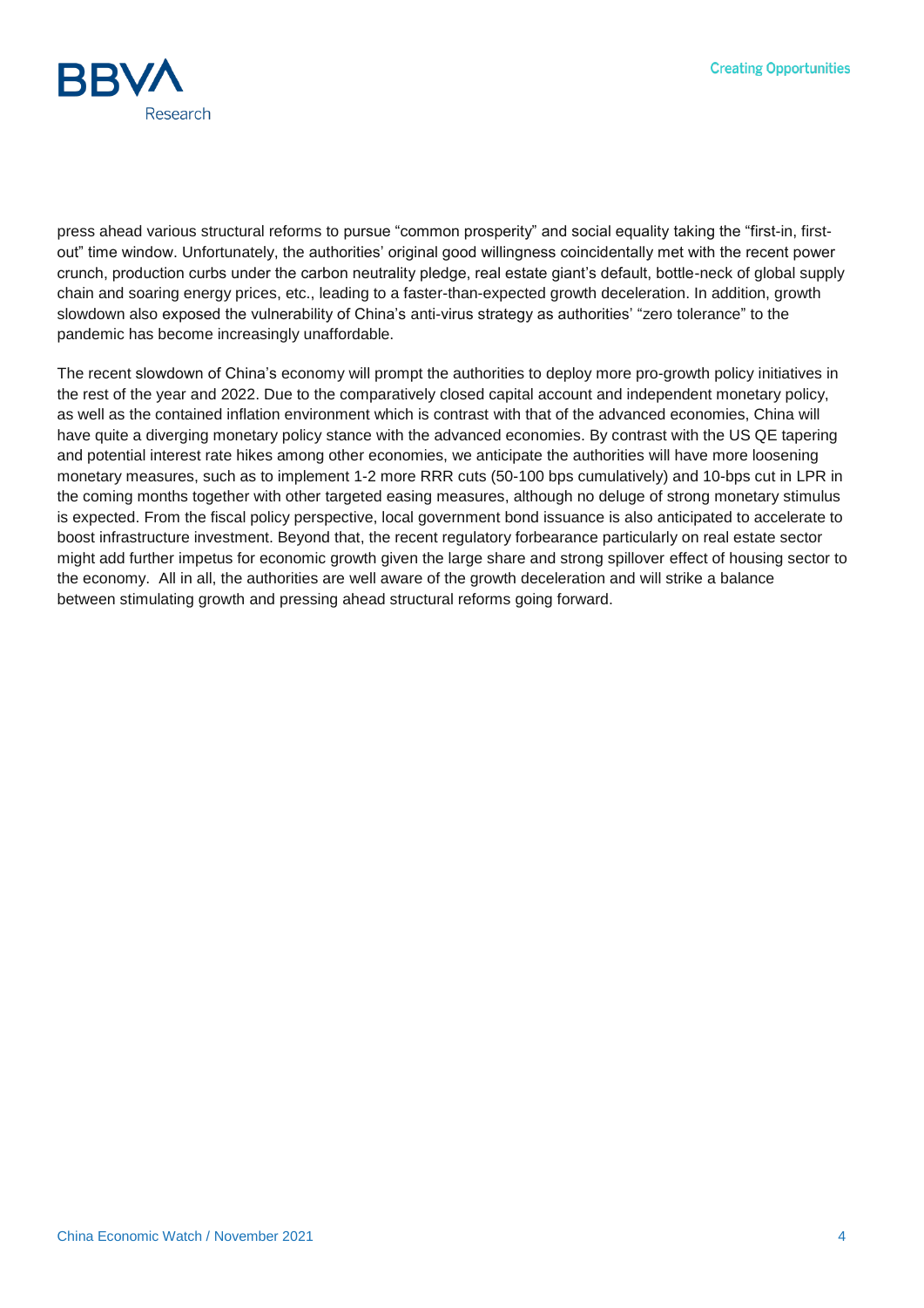press ahead various structural reforms to pursue “common prosperity” and social equality taking the “first-in, first-out” time window. Unfortunately, the authorities’ original good willingness coincidentally met with the recent power crunch, production curbs under the carbon neutrality pledge, real estate giant’s default, bottle-neck of global supply chain and soaring energy prices, etc., leading to a faster-than-expected growth deceleration. In addition, growth slowdown also exposed the vulnerability of China’s anti-virus strategy as authorities’ “zero tolerance” to the pandemic has become increasingly unaffordable.

The recent slowdown of China’s economy will prompt the authorities to deploy more pro-growth policy initiatives in the rest of the year and 2022. Due to the comparatively closed capital account and independent monetary policy, as well as the contained inflation environment which is contrast with that of the advanced economies, China will have quite a diverging monetary policy stance with the advanced economies. By contrast with the US QE tapering and potential interest rate hikes among other economies, we anticipate the authorities will have more loosening monetary measures, such as to implement 1-2 more RRR cuts (50-100 bps cumulatively) and 10-bps cut in LPR in the coming months together with other targeted easing measures, although no deluge of strong monetary stimulus is expected. From the fiscal policy perspective, local government bond issuance is also anticipated to accelerate to boost infrastructure investment. Beyond that, the recent regulatory forbearance particularly on real estate sector might add further impetus for economic growth given the large share and strong spillover effect of housing sector to the economy. All in all, the authorities are well aware of the growth deceleration and will strike a balance between stimulating growth and pressing ahead structural reforms going forward.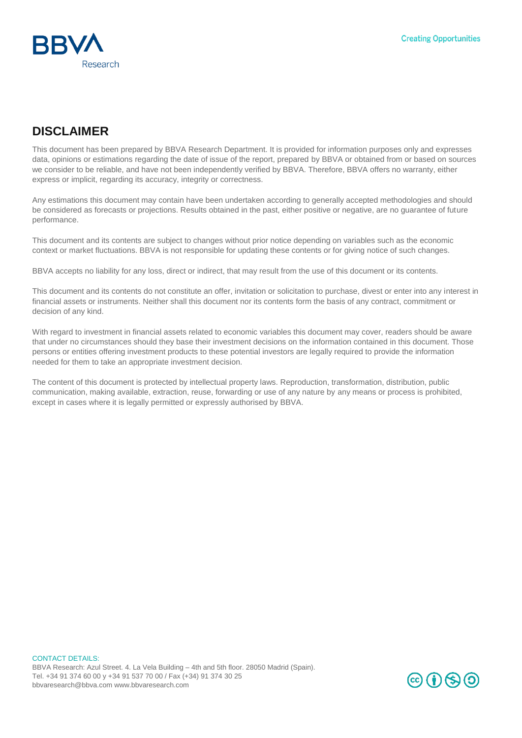## DISCLAIMER

This document has been prepared by BBVA Research Department. It is provided for information purposes only and expresses data, opinions or estimations regarding the date of issue of the report, prepared by BBVA or obtained from or based on sources we consider to be reliable, and have not been independently verified by BBVA. Therefore, BBVA offers no warranty, either express or implicit, regarding its accuracy, integrity or correctness.

Any estimations this document may contain have been undertaken according to generally accepted methodologies and should be considered as forecasts or projections. Results obtained in the past, either positive or negative, are no guarantee of future performance.

This document and its contents are subject to changes without prior notice depending on variables such as the economic context or market fluctuations. BBVA is not responsible for updating these contents or for giving notice of such changes.

BBVA accepts no liability for any loss, direct or indirect, that may result from the use of this document or its contents.

This document and its contents do not constitute an offer, invitation or solicitation to purchase, divest or enter into any interest in financial assets or instruments. Neither shall this document nor its contents form the basis of any contract, commitment or decision of any kind.

With regard to investment in financial assets related to economic variables this document may cover, readers should be aware that under no circumstances should they base their investment decisions on the information contained in this document. Those persons or entities offering investment products to these potential investors are legally required to provide the information needed for them to take an appropriate investment decision.

The content of this document is protected by intellectual property laws. Reproduction, transformation, distribution, public communication, making available, extraction, reuse, forwarding or use of any nature by any means or process is prohibited, except in cases where it is legally permitted or expressly authorised by BBVA.

CONTACT DETAILS:
BBVA Research: Azul Street. 4. La Vela Building – 4th and 5th floor. 28050 Madrid (Spain).
Tel. +34 91 374 60 00 y +34 91 537 70 00 / Fax (+34) 91 374 30 25
bbvaresearch@bbva.com www.bbvaresearch.com